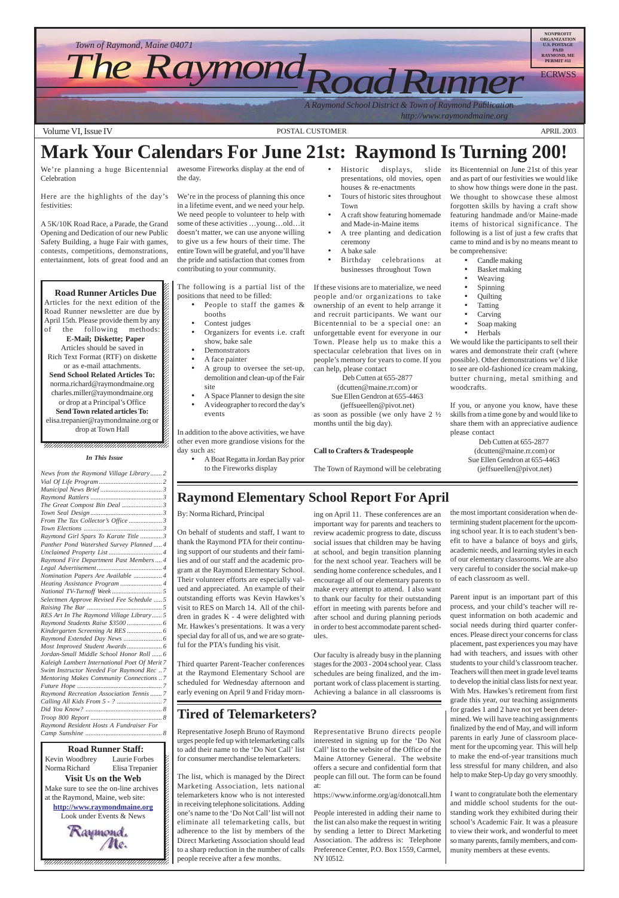Town of Raymond, Maine 04071

# The Raymond Road Runner

*A Raymond School District & Town of Raymond Publication*
*http://www.raymondmaine.org*

NONPROFIT ORGANIZATION U.S. POSTAGE PAID RAYMOND, ME PERMIT #11

ECRWSS

Volume VI, Issue IV — POSTAL CUSTOMER — APRIL 2003

# Mark Your Calendars For June 21st: Raymond Is Turning 200!

We're planning a huge Bicentennial Celebration

Here are the highlights of the day's festivities:

A 5K/10K Road Race, a Parade, the Grand Opening and Dedication of our new Public Safety Building, a huge Fair with games, contests, competitions, demonstrations, entertainment, lots of great food and an awesome Fireworks display at the end of the day.

We're in the process of planning this once in a lifetime event, and we need your help. We need people to volunteer to help with some of these activities …young…old…it doesn't matter, we can use anyone willing to give us a few hours of their time. The entire Town will be grateful, and you'll have the pride and satisfaction that comes from contributing to your community.

The following is a partial list of the positions that need to be filled:

- People to staff the games & booths
- Contest judges
- Organizers for events i.e. craft show, bake sale
- Demonstrators
- A face painter
- A group to oversee the set-up, demolition and clean-up of the Fair site
- A Space Planner to design the site
- A videographer to record the day's events

In addition to the above activities, we have other even more grandiose visions for the day such as:

- A Boat Regatta in Jordan Bay prior to the Fireworks display
- Historic displays, slide presentations, old movies, open houses & re-enactments
- Tours of historic sites throughout Town
- A craft show featuring homemade and Made-in-Maine items
- A tree planting and dedication ceremony
- A bake sale
- Birthday celebrations at businesses throughout Town

If these visions are to materialize, we need people and/or organizations to take ownership of an event to help arrange it and recruit participants. We want our Bicentennial to be a special one: an unforgettable event for everyone in our Town. Please help us to make this a spectacular celebration that lives on in people's memory for years to come. If you can help, please contact

Deb Cutten at 655-2877
(dcutten@maine.rr.com) or
Sue Ellen Gendron at 655-4463
(jeffsueellen@pivot.net)

as soon as possible (we only have 2 ½ months until the big day).

**Call to Crafters & Tradespeople**

The Town of Raymond will be celebrating its Bicentennial on June 21st of this year and as part of our festivities we would like to show how things were done in the past. We thought to showcase these almost forgotten skills by having a craft show featuring handmade and/or Maine-made items of historical significance. The following is a list of just a few crafts that came to mind and is by no means meant to be comprehensive:

- Candle making
- Basket making
- Weaving
- Spinning
- Quilting
- Tatting
- Carving
- Soap making
- Herbals

We would like the participants to sell their wares and demonstrate their craft (where possible). Other demonstrations we'd like to see are old-fashioned ice cream making, butter churning, metal smithing and woodcrafts.

If you, or anyone you know, have these skills from a time gone by and would like to share them with an appreciative audience please contact

Deb Cutten at 655-2877
(dcutten@maine.rr.com) or
Sue Ellen Gendron at 655-4463
(jeffsueellen@pivot.net)

**Road Runner Articles Due**

Articles for the next edition of the Road Runner newsletter are due by April 15th. Please provide them by any of the following methods:

**E-Mail; Diskette; Paper**

Articles should be saved in Rich Text Format (RTF) on diskette or as e-mail attachments.

**Send School Related Articles To:**
norma.richard@raymondmaine.org
charles.miller@raymondmaine.org
or drop at a Principal's Office

**Send Town related articles To:**
elisa.trepanier@raymondmaine.org or drop at Town Hall

*In This Issue*

| | |
|---|---|
| News from the Raymond Village Library | 2 |
| Vial Of Life Program | 2 |
| Municipal News Brief | 3 |
| Raymond Rattlers | 3 |
| The Great Compost Bin Deal | 3 |
| Town Seal Design | 3 |
| From The Tax Collector's Office | 3 |
| Town Elections | 3 |
| Raymond Girl Spars To Karate Title | 3 |
| Panther Pond Watershed Survey Planned | 4 |
| Unclaimed Property List | 4 |
| Raymond Fire Department Past Members | 4 |
| Legal Advertisement | 4 |
| Nomination Papers Are Available | 4 |
| Heating Assistance Program | 4 |
| National TV-Turnoff Week | 5 |
| Selectmen Approve Revised Fee Schedule | 5 |
| Raising The Bar | 5 |
| RES Art In The Raymond Village Library | 5 |
| Raymond Students Raise $3500 | 6 |
| Kindergarten Screening At RES | 6 |
| Raymond Extended Day News | 6 |
| Most Improved Student Awards | 6 |
| Jordan-Small Middle School Honor Roll | 6 |
| Kaleigh Lambert International Poet Of Merit | 7 |
| Swim Instructor Needed For Raymond Rec | 7 |
| Mentoring Makes Community Connections | 7 |
| Future Hope | 7 |
| Raymond Recreation Association Tennis | 7 |
| Calling All Kids From 5 - ? | 7 |
| Did You Know? | 8 |
| Troop 800 Report | 8 |
| Raymond Resident Hosts A Fundraiser For Camp Sunshine | 8 |

**Road Runner Staff:**

Kevin Woodbrey — Laurie Forbes
Norma Richard — Elisa Trepanier

**Visit Us on the Web**

Make sure to see the on-line archives at the Raymond, Maine, web site:
**http://www.raymondmaine.org**
Look under Events & News

Raymond, Me.

## Raymond Elementary School Report For April

By: Norma Richard, Principal

On behalf of students and staff, I want to thank the Raymond PTA for their continuing support of our students and their families and of our staff and the academic program at the Raymond Elementary School. Their volunteer efforts are especially valued and appreciated. An example of their outstanding efforts was Kevin Hawkes's visit to RES on March 14. All of the children in grades K - 4 were delighted with Mr. Hawkes's presentations. It was a very special day for all of us, and we are so grateful for the PTA's funding his visit.

Third quarter Parent-Teacher conferences at the Raymond Elementary School are scheduled for Wednesday afternoon and early evening on April 9 and Friday morning on April 11. These conferences are an important way for parents and teachers to review academic progress to date, discuss social issues that children may be having at school, and begin transition planning for the next school year. Teachers will be sending home conference schedules, and I encourage all of our elementary parents to make every attempt to attend. I also want to thank our faculty for their outstanding effort in meeting with parents before and after school and during planning periods in order to best accommodate parent schedules.

Our faculty is already busy in the planning stages for the 2003 - 2004 school year. Class schedules are being finalized, and the important work of class placement is starting. Achieving a balance in all classrooms is the most important consideration when determining student placement for the upcoming school year. It is to each student's benefit to have a balance of boys and girls, academic needs, and learning styles in each of our elementary classrooms. We are also very careful to consider the social make-up of each classroom as well.

Parent input is an important part of this process, and your child's teacher will request information on both academic and social needs during third quarter conferences. Please direct your concerns for class placement, past experiences you may have had with teachers, and issues with other students to your child's classroom teacher. Teachers will then meet in grade level teams to develop the initial class lists for next year. With Mrs. Hawkes's retirement from first grade this year, our teaching assignments for grades 1 and 2 have not yet been determined. We will have teaching assignments finalized by the end of May, and will inform parents in early June of classroom placement for the upcoming year. This will help to make the end-of-year transitions much less stressful for many children, and also help to make Step-Up day go very smoothly.

I want to congratulate both the elementary and middle school students for the outstanding work they exhibited during their school's Academic Fair. It was a pleasure to view their work, and wonderful to meet so many parents, family members, and community members at these events.

## Tired of Telemarketers?

Representative Joseph Bruno of Raymond urges people fed up with telemarketing calls to add their name to the 'Do Not Call' list for consumer merchandise telemarketers.

The list, which is managed by the Direct Marketing Association, lets national telemarketers know who is not interested in receiving telephone solicitations. Adding one's name to the 'Do Not Call' list will not eliminate all telemarketing calls, but adherence to the list by members of the Direct Marketing Association should lead to a sharp reduction in the number of calls people receive after a few months.

Representative Bruno directs people interested in signing up for the 'Do Not Call' list to the website of the Office of the Maine Attorney General. The website offers a secure and confidential form that people can fill out. The form can be found at:

https://www.informe.org/ag/donotcall.htm

People interested in adding their name to the list can also make the request in writing by sending a letter to Direct Marketing Association. The address is: Telephone Preference Center, P.O. Box 1559, Carmel, NY 10512.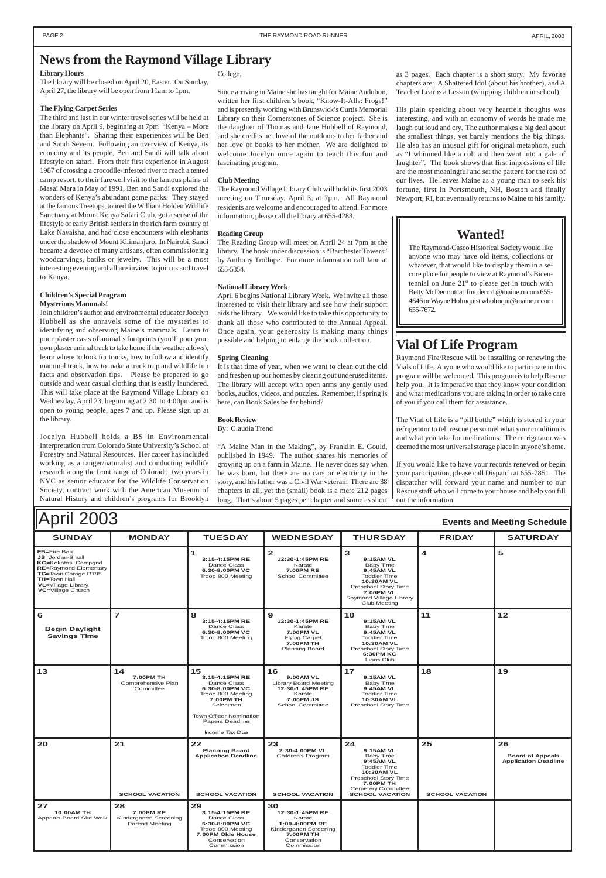# News from the Raymond Village Library

**Library Hours**

The library will be closed on April 20, Easter. On Sunday, April 27, the library will be open from 11am to 1pm.

**The Flying Carpet Series**

The third and last in our winter travel series will be held at the library on April 9, beginning at 7pm "Kenya – More than Elephants". Sharing their experiences will be Ben and Sandi Severn. Following an overview of Kenya, its economy and its people, Ben and Sandi will talk about lifestyle on safari. From their first experience in August 1987 of crossing a crocodile-infested river to reach a tented camp resort, to their farewell visit to the famous plains of Masai Mara in May of 1991, Ben and Sandi explored the wonders of Kenya's abundant game parks. They stayed at the famous Treetops, toured the William Holden Wildlife Sanctuary at Mount Kenya Safari Club, got a sense of the lifestyle of early British settlers in the rich farm country of Lake Navaisha, and had close encounters with elephants under the shadow of Mount Kilimanjaro. In Nairobi, Sandi became a devotee of many artisans, often commissioning woodcarvings, batiks or jewelry. This will be a most interesting evening and all are invited to join us and travel to Kenya.

**Children's Special Program**
**Mysterious Mammals!**

Join children's author and environmental educator Jocelyn Hubbell as she unravels some of the mysteries to identifying and observing Maine's mammals. Learn to pour plaster casts of animal's footprints (you'll pour your own plaster animal track to take home if the weather allows), learn where to look for tracks, how to follow and identify mammal track, how to make a track trap and wildlife fun facts and observation tips. Please be prepared to go outside and wear casual clothing that is easily laundered. This will take place at the Raymond Village Library on Wednesday, April 23, beginning at 2:30 to 4:00pm and is open to young people, ages 7 and up. Please sign up at the library.

Jocelyn Hubbell holds a BS in Environmental Interpretation from Colorado State University's School of Forestry and Natural Resources. Her career has included working as a ranger/naturalist and conducting wildlife research along the front range of Colorado, two years in NYC as senior educator for the Wildlife Conservation Society, contract work with the American Museum of Natural History and children's programs for Brooklyn College.

Since arriving in Maine she has taught for Maine Audubon, written her first children's book, "Know-It-Alls: Frogs!" and is presently working with Brunswick's Curtis Memorial Library on their Cornerstones of Science project. She is the daughter of Thomas and Jane Hubbell of Raymond, and she credits her love of the outdoors to her father and her love of books to her mother. We are delighted to welcome Jocelyn once again to teach this fun and fascinating program.

**Club Meeting**

The Raymond Village Library Club will hold its first 2003 meeting on Thursday, April 3, at 7pm. All Raymond residents are welcome and encouraged to attend. For more information, please call the library at 655-4283.

**Reading Group**

The Reading Group will meet on April 24 at 7pm at the library. The book under discussion is "Barchester Towers" by Anthony Trollope. For more information call Jane at 655-5354.

**National Library Week**

April 6 begins National Library Week. We invite all those interested to visit their library and see how their support aids the library. We would like to take this opportunity to thank all those who contributed to the Annual Appeal. Once again, your generosity is making many things possible and helping to enlarge the book collection.

**Spring Cleaning**

It is that time of year, when we want to clean out the old and freshen up our homes by clearing out underused items. The library will accept with open arms any gently used books, audios, videos, and puzzles. Remember, if spring is here, can Book Sales be far behind?

**Book Review**

By: Claudia Trend

"A Maine Man in the Making", by Franklin E. Gould, published in 1949. The author shares his memories of growing up on a farm in Maine. He never does say when he was born, but there are no cars or electricity in the story, and his father was a Civil War veteran. There are 38 chapters in all, yet the (small) book is a mere 212 pages long. That's about 5 pages per chapter and some as short as 3 pages. Each chapter is a short story. My favorite chapters are: A Shattered Idol (about his brother), and A Teacher Learns a Lesson (whipping children in school).

His plain speaking about very heartfelt thoughts was interesting, and with an economy of words he made me laugh out loud and cry. The author makes a big deal about the smallest things, yet barely mentions the big things. He also has an unusual gift for original metaphors, such as "I whinnied like a colt and then went into a gale of laughter". The book shows that first impressions of life are the most meaningful and set the pattern for the rest of our lives. He leaves Maine as a young man to seek his fortune, first in Portsmouth, NH, Boston and finally Newport, RI, but eventually returns to Maine to his family.

## Wanted!

The Raymond-Casco Historical Society would like anyone who may have old items, collections or whatever, that would like to display them in a secure place for people to view at Raymond's Bicentennial on June 21st to please get in touch with Betty McDermott at fmcderm1@maine.rr.com 655-4646 or Wayne Holmquist wholmqui@maine.rr.com 655-7672.

# Vial Of Life Program

Raymond Fire/Rescue will be installing or renewing the Vials of Life. Anyone who would like to participate in this program will be welcomed. This program is to help Rescue help you. It is imperative that they know your condition and what medications you are taking in order to take care of you if you call them for assistance.

The Vital of Life is a "pill bottle" which is stored in your refrigerator to tell rescue personnel what your condition is and what you take for medications. The refrigerator was deemed the most universal storage place in anyone's home.

If you would like to have your records renewed or begin your participation, please call Dispatch at 655-7851. The dispatcher will forward your name and number to our Rescue staff who will come to your house and help you fill out the information.

# April 2003 — Events and Meeting Schedule

| SUNDAY | MONDAY | TUESDAY | WEDNESDAY | THURSDAY | FRIDAY | SATURDAY |
|---|---|---|---|---|---|---|
| FB=Fire Barn; JS=Jordan-Small; KC=Kokatosi Campgnd; RE=Raymond Elementary; TG=Town Garage RT85; TH=Town Hall; VL=Village Library; VC=Village Church | | **1** 3:15-4:15PM RE Dance Class; 6:30-8:00PM VC Troop 800 Meeting | **2** 12:30-1:45PM RE Karate; 7:00PM RE School Committee | **3** 9:15AM VL Baby Time; 9:45AM VL Toddler Time; 10:30AM VL Preschool Story Time; 7:00PM VL Raymond Village Library Club Meeting | **4** | **5** |
| **6** Begin Daylight Savings Time | **7** | **8** 3:15-4:15PM RE Dance Class; 6:30-8:00PM VC Troop 800 Meeting | **9** 12:30-1:45PM RE Karate; 7:00PM VL Flying Carpet; 7:00PM TH Planning Board | **10** 9:15AM VL Baby Time; 9:45AM VL Toddler Time; 10:30AM VL Preschool Story Time; 6:30PM KC Lions Club | **11** | **12** |
| **13** | **14** 7:00PM TH Comprehensive Plan Committee | **15** 3:15-4:15PM RE Dance Class; 6:30-8:00PM VC Troop 800 Meeting; 7:00PM TH Selectmen; Town Officer Nomination Papers Deadline; Income Tax Due | **16** 9:00AM VL Library Board Meeting; 12:30-1:45PM RE Karate; 7:00PM JS School Committee | **17** 9:15AM VL Baby Time; 9:45AM VL Toddler Time; 10:30AM VL Preschool Story Time | **18** | **19** |
| **20** | **21** SCHOOL VACATION | **22** Planning Board Application Deadline; SCHOOL VACATION | **23** 2:30-4:00PM VL Children's Program; SCHOOL VACATION | **24** 9:15AM VL Baby Time; 9:45AM VL Toddler Time; 10:30AM VL Preschool Story Time; 7:00PM TH Cemetery Committee; SCHOOL VACATION | **25** SCHOOL VACATION | **26** Board of Appeals Application Deadline |
| **27** 10:00AM TH Appeals Board Site Walk | **28** 7:00PM RE Kindergarten Screening Parent Meeting | **29** 3:15-4:15PM RE Dance Class; 6:30-8:00PM VC Troop 800 Meeting; 7:00PM Olde House Conservation Commission | **30** 12:30-1:45PM RE Karate; 1:00-4:00PM RE Kindergarten Screening; 7:00PM TH Conservation Commission | | | |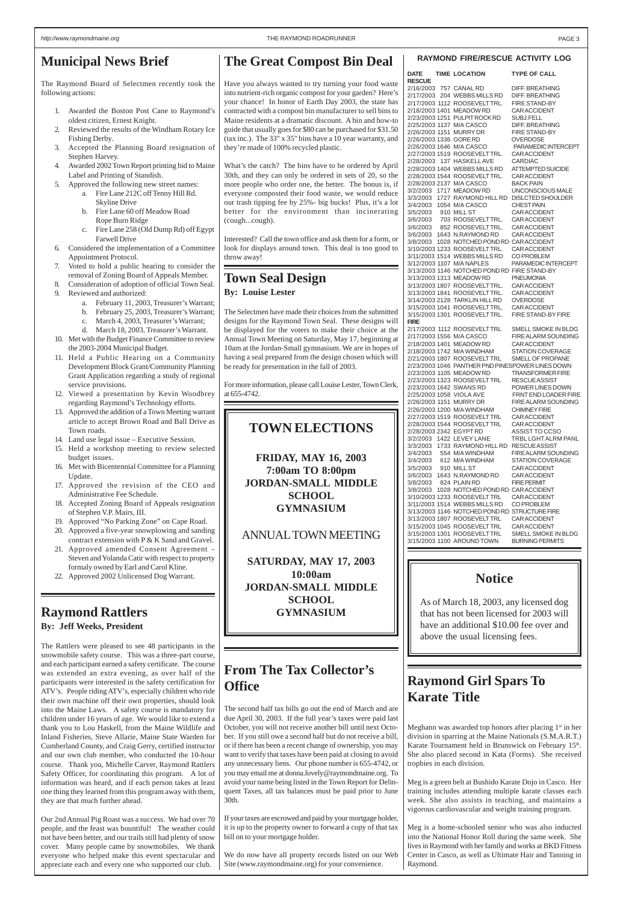# Municipal News Brief

The Raymond Board of Selectmen recently took the following actions:

1. Awarded the Boston Post Cane to Raymond's oldest citizen, Ernest Knight.
2. Reviewed the results of the Windham Rotary Ice Fishing Derby.
3. Accepted the Planning Board resignation of Stephen Harvey.
4. Awarded 2002 Town Report printing bid to Maine Label and Printing of Standish.
5. Approved the following new street names:
   a. Fire Lane 212C off Tenny Hill Rd. Skyline Drive
   b. Fire Lane 60 off Meadow Road Rope Burn Ridge
   c. Fire Lane 258 (Old Dump Rd) off Egypt Farwell Drive
6. Considered the implementation of a Committee Appointment Protocol.
7. Voted to hold a public hearing to consider the removal of Zoning Board of Appeals Member.
8. Consideration of adoption of official Town Seal.
9. Reviewed and authorized:
   a. February 11, 2003, Treasurer's Warrant;
   b. February 25, 2003, Treasurer's Warrant;
   c. March 4, 2003, Treasurer's Warrant;
   d. March 18, 2003, Treasurer's Warrant.
10. Met with the Budget Finance Committee to review the 2003-2004 Municipal Budget.
11. Held a Public Hearing on a Community Development Block Grant/Community Planning Grant Application regarding a study of regional service provisions.
12. Viewed a presentation by Kevin Woodbrey regarding Raymond's Technology efforts.
13. Approved the addition of a Town Meeting warrant article to accept Brown Road and Ball Drive as Town roads.
14. Land use legal issue – Executive Session.
15. Held a workshop meeting to review selected budget issues.
16. Met with Bicentennial Committee for a Planning Update.
17. Approved the revision of the CEO and Administrative Fee Schedule.
18. Accepted Zoning Board of Appeals resignation of Stephen V.P. Mairs, III.
19. Approved "No Parking Zone" on Cape Road.
20. Approved a five-year snowplowing and sanding contract extension with P & K Sand and Gravel.
21. Approved amended Consent Agreement – Steven and Yolanda Catir with respect to property formaly owned by Earl and Carol Kline.
22. Approved 2002 Unlicensed Dog Warrant.

# Raymond Rattlers

**By: Jeff Weeks, President**

The Rattlers were pleased to see 48 participants in the snowmobile safety course. This was a three-part course, and each participant earned a safety certificate. The course was extended an extra evening, as over half of the participants were interested in the safety certification for ATV's. People riding ATV's, especially children who ride their own machine off their own properties, should look into the Maine Laws. A safety course is mandatory for children under 16 years of age. We would like to extend a thank you to Lou Haskell, from the Maine Wildlife and Inland Fisheries, Steve Allarie, Maine State Warden for Cumberland County, and Craig Gerry, certified instructor and our own club member, who conducted the 10-hour course. Thank you, Michelle Carver, Raymond Rattlers Safety Officer, for coordinating this program. A lot of information was heard, and if each person takes at least one thing they learned from this program away with them, they are that much further ahead.

Our 2nd Annual Pig Roast was a success. We had over 70 people, and the feast was bountiful! The weather could not have been better, and our trails still had plenty of snow cover. Many people came by snowmobiles. We thank everyone who helped make this event spectacular and appreciate each and every one who supported our club.

# The Great Compost Bin Deal

Have you always wanted to try turning your food waste into nutrient-rich organic compost for your garden? Here's your chance! In honor of Earth Day 2003, the state has contracted with a compost bin manufacturer to sell bins to Maine residents at a dramatic discount. A bin and how-to guide that usually goes for $80 can be purchased for $31.50 (tax inc.). The 33" x 35" bins have a 10 year warranty, and they're made of 100% recycled plastic.

What's the catch? The bins have to be ordered by April 30th, and they can only be ordered in sets of 20, so the more people who order one, the better. The bonus is, if everyone composted their food waste, we would reduce our trash tipping fee by 25%- big bucks! Plus, it's a lot better for the environment than incinerating (cough...cough).

Interested? Call the town office and ask them for a form, or look for displays around town. This deal is too good to throw away!

# Town Seal Design

**By: Louise Lester**

The Selectmen have made their choices from the submitted designs for the Raymond Town Seal. These designs will be displayed for the voters to make their choice at the Annual Town Meeting on Saturday, May 17, beginning at 10am at the Jordan-Small gymnasium. We are in hopes of having a seal prepared from the design chosen which will be ready for presentation in the fall of 2003.

For more information, please call Louise Lester, Town Clerk, at 655-4742.

## TOWN ELECTIONS

**FRIDAY, MAY 16, 2003**
**7:00am TO 8:00pm**
**JORDAN-SMALL MIDDLE SCHOOL GYMNASIUM**

ANNUAL TOWN MEETING

**SATURDAY, MAY 17, 2003**
**10:00am**
**JORDAN-SMALL MIDDLE SCHOOL GYMNASIUM**

# From The Tax Collector's Office

The second half tax bills go out the end of March and are due April 30, 2003. If the full year's taxes were paid last October, you will not receive another bill until next October. If you still owe a second half but do not receive a bill, or if there has been a recent change of ownership, you may want to verify that taxes have been paid at closing to avoid any unnecessary liens. Our phone number is 655-4742, or you may email me at donna.lovely@raymondmaine.org. To avoid your name being listed in the Town Report for Delinquent Taxes, all tax balances must be paid prior to June 30th.

If your taxes are escrowed and paid by your mortgage holder, it is up to the property owner to forward a copy of that tax bill on to your mortgage holder.

We do now have all property records listed on our Web Site (www.raymondmaine.org) for your convenience.

## RAYMOND FIRE/RESCUE ACTIVITY LOG

| DATE | TIME | LOCATION | TYPE OF CALL |
|---|---|---|---|
| **RESCUE** | | | |
| 2/16/2003 | 757 | CANAL RD | DIFF. BREATHING |
| 2/17/2003 | 204 | WEBBS MILLS RD | DIFF. BREATHING |
| 2/17/2003 | 1112 | ROOSEVELT TRL. | FIRE STAND-BY |
| 2/18/2003 | 1401 | MEADOW RD | CAR ACCIDENT |
| 2/23/2003 | 1251 | PULPIT ROCK RD | SUBJ.FELL |
| 2/25/2003 | 1137 | M/A CASCO | DIFF. BREATHING |
| 2/26/2003 | 1151 | MURRY DR | FIRE STAND-BY |
| 2/26/2003 | 1336 | GORE RD | OVERDOSE |
| 2/26/2003 | 1646 | M/A CASCO | PARAMEDIC INTERCEPT |
| 2/27/2003 | 1519 | ROOSEVELT TRL. | CAR ACCIDENT |
| 2/28/2003 | 137 | HASKELL AVE | CARDIAC |
| 2/28/2003 | 1404 | WEBBS MILLS RD | ATTEMPTED SUICIDE |
| 2/28/2003 | 1544 | ROOSEVELT TRL. | CAR ACCIDENT |
| 2/28/2003 | 2137 | M/A CASCO | BACK PAIN |
| 3/2/2003 | 1717 | MEADOW RD | UNCONSCIOUS MALE |
| 3/3/2003 | 1727 | RAYMOND HILL RD | DISLCTED SHOULDER |
| 3/4/2003 | 1054 | M/A CASCO | CHEST PAIN |
| 3/5/2003 | 910 | MILL ST | CAR ACCIDENT |
| 3/6/2003 | 703 | ROOSEVELT TRL. | CAR ACCIDENT |
| 3/6/2003 | 852 | ROOSEVELT TRL. | CAR ACCIDENT |
| 3/6/2003 | 1643 | N.RAYMOND RD | CAR ACCIDENT |
| 3/8/2003 | 1028 | NOTCHED POND RD | CAR ACCIDENT |
| 3/10/2003 | 1233 | ROOSEVELT TRL. | CAR ACCIDENT |
| 3/11/2003 | 1514 | WEBBS MILLS RD | CO PROBLEM |
| 3/12/2003 | 1107 | M/A NAPLES | PARAMEDIC INTERCEPT |
| 3/13/2003 | 1146 | NOTCHED POND RD | FIRE STAND-BY |
| 3/13/2003 | 1313 | MEADOW RD | PNEUMONIA |
| 3/13/2003 | 1807 | ROOSEVELT TRL. | CAR ACCIDENT |
| 3/13/2003 | 1841 | ROOSEVELT TRL. | CAR ACCIDENT |
| 3/14/2003 | 2128 | TARKLIN HILL RD | OVERDOSE |
| 3/15/2003 | 1041 | ROOSEVELT TRL. | CAR ACCIDENT |
| 3/15/2003 | 1301 | ROOSEVELT TRL. | FIRE STAND-BY FIRE |
| **FIRE** | | | |
| 2/17/2003 | 1112 | ROOSEVELT TRL | SMELL SMOKE IN BLDG |
| 2/17/2003 | 1556 | M/A CASCO | FIRE ALARM SOUNDING |
| 2/18/2003 | 1401 | MEADOW RD | CAR ACCIDENT |
| 2/18/2003 | 1742 | M/A WINDHAM | STATION COVERAGE |
| 2/21/2003 | 1807 | ROOSEVELT TRL | SMELL OF PROPANE |
| 2/23/2003 | 1046 | PANTHER PND PINES | POWER LINES DOWN |
| 2/23/2003 | 1105 | MEADOW RD | TRANSFORMER FIRE |
| 2/23/2003 | 1323 | ROOSEVELT TRL | RESCUE ASSIST |
| 2/23/2003 | 1642 | SWANS RD | POWER LINES DOWN |
| 2/25/2003 | 1058 | VIOLA AVE | FRNT END LOADER FIRE |
| 2/26/2003 | 1151 | MURRY DR | FIRE ALARM SOUNDING |
| 2/26/2003 | 1200 | M/A WINDHAM | CHIMNEY FIRE |
| 2/27/2003 | 1519 | ROOSEVELT TRL | CAR ACCIDENT |
| 2/28/2003 | 1544 | ROOSEVELT TRL | CAR ACCIDENT |
| 2/28/2003 | 2342 | EGYPT RD | ASSIST TO CCSO |
| 3/2/2003 | 1422 | LEVEY LANE | TRBL LGHT ALRM PANL |
| 3/3/2003 | 1733 | RAYMOND HILL RD | RESCUE ASSIST |
| 3/4/2003 | 554 | M/A WINDHAM | FIRE ALARM SOUNDING |
| 3/4/2003 | 612 | M/A WINDHAM | STATION COVERAGE |
| 3/5/2003 | 910 | MILL ST | CAR ACCIDENT |
| 3/6/2003 | 1643 | N.RAYMOND RD | CAR ACCIDENT |
| 3/8/2003 | 824 | PLAIN RD | FIRE PERMIT |
| 3/8/2003 | 1028 | NOTCHED POND RD | CAR ACCIDENT |
| 3/10/2003 | 1233 | ROOSEVELT TRL | CAR ACCIDENT |
| 3/11/2003 | 1514 | WEBBS MILLS RD | CO PROBLEM |
| 3/13/2003 | 1146 | NOTCHED POND RD | STRUCTURE FIRE |
| 3/13/2003 | 1807 | ROOSEVELT TRL | CAR ACCIDENT |
| 3/15/2003 | 1045 | ROOSEVELT TRL | CAR ACCIDENT |
| 3/15/2003 | 1301 | ROOSEVELT TRL | SMELL SMOKE IN BLDG |
| 3/15/2003 | 1100 | AROUND TOWN | BURNING PERMITS |

## Notice

As of March 18, 2003, any licensed dog that has not been licensed for 2003 will have an additional $10.00 fee over and above the usual licensing fees.

# Raymond Girl Spars To Karate Title

Meghann was awarded top honors after placing 1st in her division in sparring at the Maine Nationals (S.M.A.R.T.) Karate Tournament held in Brunswick on February 15th. She also placed second in Kata (Forms). She received trophies in each division.

Meg is a green belt at Bushido Karate Dojo in Casco. Her training includes attending multiple karate classes each week. She also assists in teaching, and maintains a vigorous cardiovascular and weight training program.

Meg is a home-schooled senior who was also inducted into the National Honor Roll during the same week. She lives in Raymond with her family and works at BKD Fitness Center in Casco, as well as Ultimate Hair and Tanning in Raymond.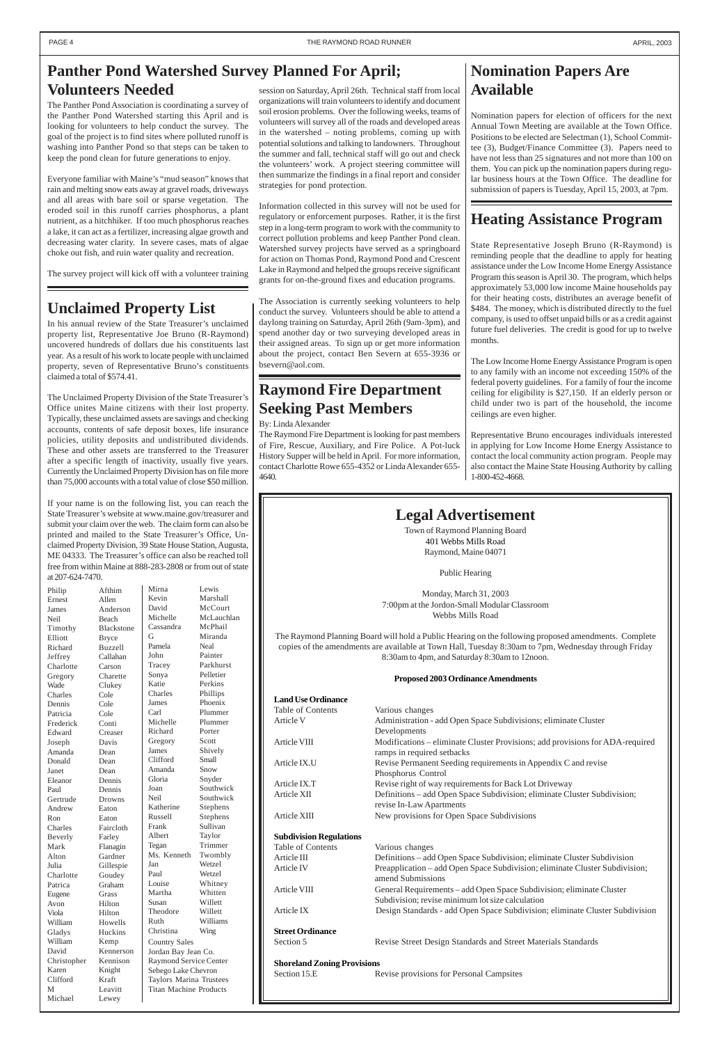## Panther Pond Watershed Survey Planned For April; Volunteers Needed

The Panther Pond Association is coordinating a survey of the Panther Pond Watershed starting this April and is looking for volunteers to help conduct the survey. The goal of the project is to find sites where polluted runoff is washing into Panther Pond so that steps can be taken to keep the pond clean for future generations to enjoy.

Everyone familiar with Maine's "mud season" knows that rain and melting snow eats away at gravel roads, driveways and all areas with bare soil or sparse vegetation. The eroded soil in this runoff carries phosphorus, a plant nutrient, as a hitchhiker. If too much phosphorus reaches a lake, it can act as a fertilizer, increasing algae growth and decreasing water clarity. In severe cases, mats of algae choke out fish, and ruin water quality and recreation.

The survey project will kick off with a volunteer training session on Saturday, April 26th. Technical staff from local organizations will train volunteers to identify and document soil erosion problems. Over the following weeks, teams of volunteers will survey all of the roads and developed areas in the watershed – noting problems, coming up with potential solutions and talking to landowners. Throughout the summer and fall, technical staff will go out and check the volunteers' work. A project steering committee will then summarize the findings in a final report and consider strategies for pond protection.

Information collected in this survey will not be used for regulatory or enforcement purposes. Rather, it is the first step in a long-term program to work with the community to correct pollution problems and keep Panther Pond clean. Watershed survey projects have served as a springboard for action on Thomas Pond, Raymond Pond and Crescent Lake in Raymond and helped the groups receive significant grants for on-the-ground fixes and education programs.

The Association is currently seeking volunteers to help conduct the survey. Volunteers should be able to attend a daylong training on Saturday, April 26th (9am-3pm), and spend another day or two surveying developed areas in their assigned areas. To sign up or get more information about the project, contact Ben Severn at 655-3936 or bsevern@aol.com.

## Nomination Papers Are Available

Nomination papers for election of officers for the next Annual Town Meeting are available at the Town Office. Positions to be elected are Selectman (1), School Committee (3), Budget/Finance Committee (3). Papers need to have not less than 25 signatures and not more than 100 on them. You can pick up the nomination papers during regular business hours at the Town Office. The deadline for submission of papers is Tuesday, April 15, 2003, at 7pm.

## Heating Assistance Program

State Representative Joseph Bruno (R-Raymond) is reminding people that the deadline to apply for heating assistance under the Low Income Home Energy Assistance Program this season is April 30. The program, which helps approximately 53,000 low income Maine households pay for their heating costs, distributes an average benefit of $484. The money, which is distributed directly to the fuel company, is used to offset unpaid bills or as a credit against future fuel deliveries. The credit is good for up to twelve months.

The Low Income Home Energy Assistance Program is open to any family with an income not exceeding 150% of the federal poverty guidelines. For a family of four the income ceiling for eligibility is $27,150. If an elderly person or child under two is part of the household, the income ceilings are even higher.

Representative Bruno encourages individuals interested in applying for Low Income Home Energy Assistance to contact the local community action program. People may also contact the Maine State Housing Authority by calling 1-800-452-4668.

## Raymond Fire Department Seeking Past Members

By: Linda Alexander

The Raymond Fire Department is looking for past members of Fire, Rescue, Auxiliary, and Fire Police. A Pot-luck History Supper will be held in April. For more information, contact Charlotte Rowe 655-4352 or Linda Alexander 655-4640.

## Unclaimed Property List

In his annual review of the State Treasurer's unclaimed property list, Representative Joe Bruno (R-Raymond) uncovered hundreds of dollars due his constituents last year. As a result of his work to locate people with unclaimed property, seven of Representative Bruno's constituents claimed a total of $574.41.

The Unclaimed Property Division of the State Treasurer's Office unites Maine citizens with their lost property. Typically, these unclaimed assets are savings and checking accounts, contents of safe deposit boxes, life insurance policies, utility deposits and undistributed dividends. These and other assets are transferred to the Treasurer after a specific length of inactivity, usually five years. Currently the Unclaimed Property Division has on file more than 75,000 accounts with a total value of close $50 million.

If your name is on the following list, you can reach the State Treasurer's website at www.maine.gov/treasurer and submit your claim over the web. The claim form can also be printed and mailed to the State Treasurer's Office, Unclaimed Property Division, 39 State House Station, Augusta, ME 04333. The Treasurer's office can also be reached toll free from within Maine at 888-283-2808 or from out of state at 207-624-7470.

| | |
|---|---|
| Philip | Afthim |
| Ernest | Allen |
| James | Anderson |
| Neil | Beach |
| Timothy | Blackstone |
| Elliott | Bryce |
| Richard | Buzzell |
| Jeffrey | Callahan |
| Charlotte | Carson |
| Gregory | Charette |
| Wade | Clukey |
| Charles | Cole |
| Dennis | Cole |
| Patricia | Cole |
| Frederick | Conti |
| Edward | Creaser |
| Joseph | Davis |
| Amanda | Dean |
| Donald | Dean |
| Janet | Dean |
| Eleanor | Dennis |
| Paul | Dennis |
| Gertrude | Drowns |
| Andrew | Eaton |
| Ron | Eaton |
| Charles | Faircloth |
| Beverly | Farley |
| Mark | Flanagin |
| Alton | Gardner |
| Julia | Gillespie |
| Charlotte | Goudey |
| Patrica | Graham |
| Eugene | Grass |
| Avon | Hilton |
| Viola | Hilton |
| William | Howells |
| Gladys | Huckins |
| William | Kemp |
| David | Kennerson |
| Christopher | Kennison |
| Karen | Knight |
| Clifford | Kraft |
| M | Leavitt |
| Michael | Lewey |
| Mirna | Lewis |
| Kevin | Marshall |
| David | McCourt |
| Michelle | McLauchlan |
| Cassandra | McPhail |
| G | Miranda |
| Pamela | Neal |
| John | Painter |
| Tracey | Parkhurst |
| Sonya | Pelletier |
| Katie | Perkins |
| Charles | Phillips |
| James | Phoenix |
| Carl | Plummer |
| Michelle | Plummer |
| Richard | Porter |
| Gregory | Scott |
| James | Shively |
| Clifford | Small |
| Amanda | Snow |
| Gloria | Snyder |
| Joan | Southwick |
| Neil | Southwick |
| Katherine | Stephens |
| Russell | Stephens |
| Frank | Sullivan |
| Albert | Taylor |
| Tegan | Trimmer |
| Ms. Kenneth | Twombly |
| Jan | Wetzel |
| Paul | Wetzel |
| Louise | Whitney |
| Martha | Whitten |
| Susan | Willett |
| Theodore | Willett |
| Ruth | Williams |
| Christina | Wing |

Country Sales
Jordan Bay Jean Co.
Raymond Service Center
Sebego Lake Chevron
Taylors Marina Trustees
Titan Machine Products

## Legal Advertisement

Town of Raymond Planning Board
401 Webbs Mills Road
Raymond, Maine 04071

Public Hearing

Monday, March 31, 2003
7:00pm at the Jordon-Small Modular Classroom
Webbs Mills Road

The Raymond Planning Board will hold a Public Hearing on the following proposed amendments. Complete copies of the amendments are available at Town Hall, Tuesday 8:30am to 7pm, Wednesday through Friday 8:30am to 4pm, and Saturday 8:30am to 12noon.

**Proposed 2003 Ordinance Amendments**

**Land Use Ordinance**

| | |
|---|---|
| Table of Contents | Various changes |
| Article V | Administration - add Open Space Subdivisions; eliminate Cluster Developments |
| Article VIII | Modifications – eliminate Cluster Provisions; add provisions for ADA-required ramps in required setbacks |
| Article IX.U | Revise Permanent Seeding requirements in Appendix C and revise Phosphorus Control |
| Article IX.T | Revise right of way requirements for Back Lot Driveway |
| Article XII | Definitions – add Open Space Subdivision; eliminate Cluster Subdivision; revise In-Law Apartments |
| Article XIII | New provisions for Open Space Subdivisions |

**Subdivision Regulations**

| | |
|---|---|
| Table of Contents | Various changes |
| Article III | Definitions – add Open Space Subdivision; eliminate Cluster Subdivision |
| Article IV | Preapplication – add Open Space Subdivision; eliminate Cluster Subdivision; amend Submissions |
| Article VIII | General Requirements – add Open Space Subdivision; eliminate Cluster Subdivision; revise minimum lot size calculation |
| Article IX | Design Standards - add Open Space Subdivision; eliminate Cluster Subdivision |

**Street Ordinance**

| | |
|---|---|
| Section 5 | Revise Street Design Standards and Street Materials Standards |

**Shoreland Zoning Provisions**

| | |
|---|---|
| Section 15.E | Revise provisions for Personal Campsites |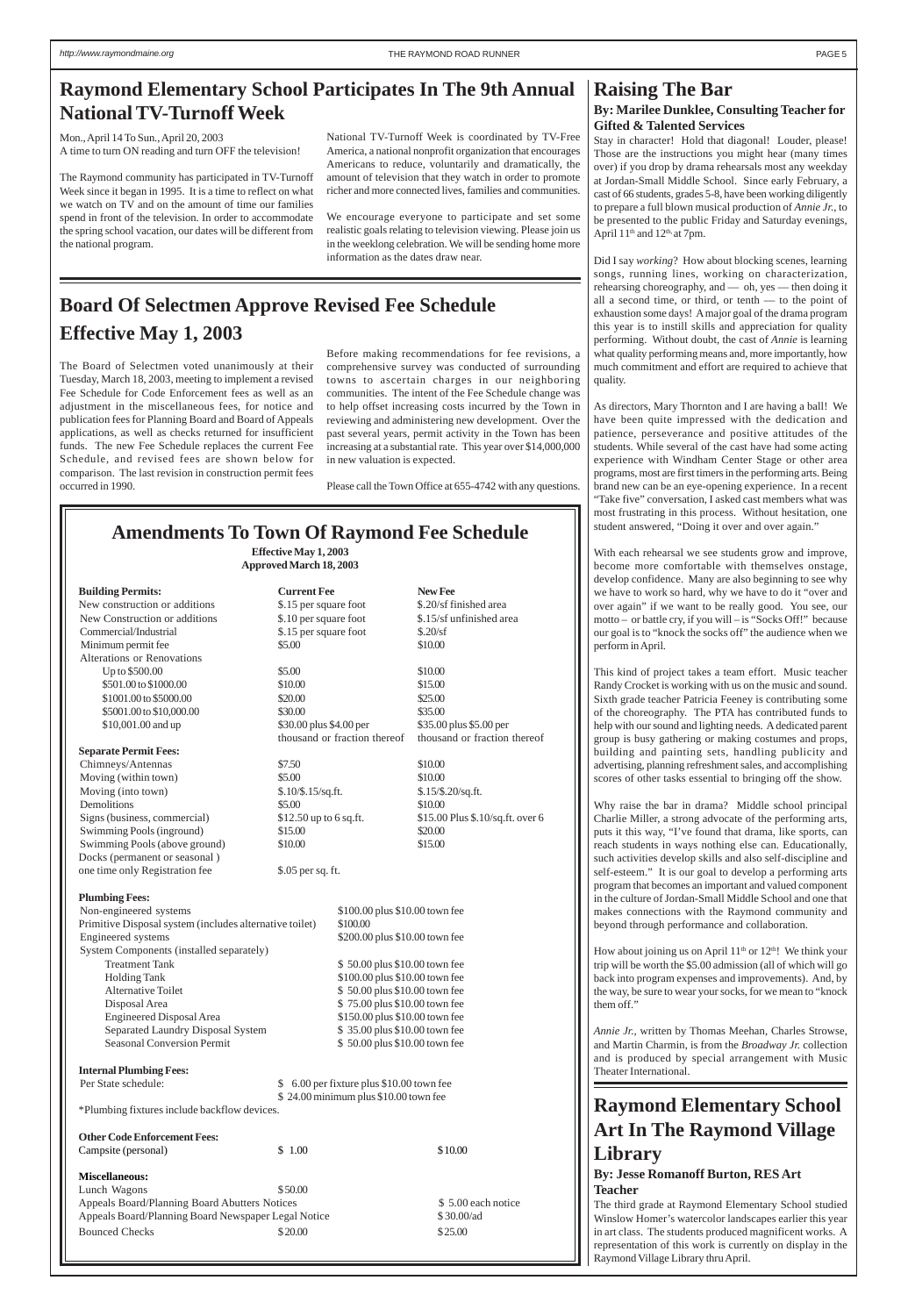# Raymond Elementary School Participates In The 9th Annual National TV-Turnoff Week

Mon., April 14 To Sun., April 20, 2003
A time to turn ON reading and turn OFF the television!

The Raymond community has participated in TV-Turnoff Week since it began in 1995. It is a time to reflect on what we watch on TV and on the amount of time our families spend in front of the television. In order to accommodate the spring school vacation, our dates will be different from the national program.

National TV-Turnoff Week is coordinated by TV-Free America, a national nonprofit organization that encourages Americans to reduce, voluntarily and dramatically, the amount of television that they watch in order to promote richer and more connected lives, families and communities.

We encourage everyone to participate and set some realistic goals relating to television viewing. Please join us in the weeklong celebration. We will be sending home more information as the dates draw near.

# Board Of Selectmen Approve Revised Fee Schedule Effective May 1, 2003

The Board of Selectmen voted unanimously at their Tuesday, March 18, 2003, meeting to implement a revised Fee Schedule for Code Enforcement fees as well as an adjustment in the miscellaneous fees, for notice and publication fees for Planning Board and Board of Appeals applications, as well as checks returned for insufficient funds. The new Fee Schedule replaces the current Fee Schedule, and revised fees are shown below for comparison. The last revision in construction permit fees occurred in 1990.

Before making recommendations for fee revisions, a comprehensive survey was conducted of surrounding towns to ascertain charges in our neighboring communities. The intent of the Fee Schedule change was to help offset increasing costs incurred by the Town in reviewing and administering new development. Over the past several years, permit activity in the Town has been increasing at a substantial rate. This year over $14,000,000 in new valuation is expected.

Please call the Town Office at 655-4742 with any questions.

## Amendments To Town Of Raymond Fee Schedule

**Effective May 1, 2003**
**Approved March 18, 2003**

| **Building Permits:** | **Current Fee** | **New Fee** |
|---|---|---|
| New construction or additions | $.15 per square foot | $.20/sf finished area |
| New Construction or additions | $.10 per square foot | $.15/sf unfinished area |
| Commercial/Industrial | $.15 per square foot | $.20/sf |
| Minimum permit fee | $5.00 | $10.00 |
| Alterations or Renovations | | |
| Up to $500.00 | $5.00 | $10.00 |
| $501.00 to $1000.00 | $10.00 | $15.00 |
| $1001.00 to $5000.00 | $20.00 | $25.00 |
| $5001.00 to $10,000.00 | $30.00 | $35.00 |
| $10,001.00 and up | $30.00 plus $4.00 per thousand or fraction thereof | $35.00 plus $5.00 per thousand or fraction thereof |
| **Separate Permit Fees:** | | |
| Chimneys/Antennas | $7.50 | $10.00 |
| Moving (within town) | $5.00 | $10.00 |
| Moving (into town) | $.10/$.15/sq.ft. | $.15/$.20/sq.ft. |
| Demolitions | $5.00 | $10.00 |
| Signs (business, commercial) | $12.50 up to 6 sq.ft. | $15.00 Plus $.10/sq.ft. over 6 |
| Swimming Pools (inground) | $15.00 | $20.00 |
| Swimming Pools (above ground) | $10.00 | $15.00 |
| Docks (permanent or seasonal ) one time only Registration fee | $.05 per sq. ft. | |

**Plumbing Fees:**

| | |
|---|---|
| Non-engineered systems | $100.00 plus $10.00 town fee |
| Primitive Disposal system (includes alternative toilet) | $100.00 |
| Engineered systems | $200.00 plus $10.00 town fee |
| System Components (installed separately) | |
| Treatment Tank | $ 50.00 plus $10.00 town fee |
| Holding Tank | $100.00 plus $10.00 town fee |
| Alternative Toilet | $ 50.00 plus $10.00 town fee |
| Disposal Area | $ 75.00 plus $10.00 town fee |
| Engineered Disposal Area | $150.00 plus $10.00 town fee |
| Separated Laundry Disposal System | $ 35.00 plus $10.00 town fee |
| Seasonal Conversion Permit | $ 50.00 plus $10.00 town fee |

**Internal Plumbing Fees:**

Per State schedule: $ 6.00 per fixture plus $10.00 town fee
$ 24.00 minimum plus $10.00 town fee

*Plumbing fixtures include backflow devices.

| | | |
|---|---|---|
| **Other Code Enforcement Fees:** | | |
| Campsite (personal) | $ 1.00 | $10.00 |
| **Miscellaneous:** | | |
| Lunch Wagons | $50.00 | |
| Appeals Board/Planning Board Abutters Notices | | $ 5.00 each notice |
| Appeals Board/Planning Board Newspaper Legal Notice | | $30.00/ad |
| Bounced Checks | $20.00 | $25.00 |

# Raising The Bar

### By: Marilee Dunklee, Consulting Teacher for Gifted & Talented Services

Stay in character! Hold that diagonal! Louder, please! Those are the instructions you might hear (many times over) if you drop by drama rehearsals most any weekday at Jordan-Small Middle School. Since early February, a cast of 66 students, grades 5-8, have been working diligently to prepare a full blown musical production of *Annie Jr.*, to be presented to the public Friday and Saturday evenings, April 11th and 12th, at 7pm.

Did I say *working*? How about blocking scenes, learning songs, running lines, working on characterization, rehearsing choreography, and — oh, yes — then doing it all a second time, or third, or tenth — to the point of exhaustion some days! A major goal of the drama program this year is to instill skills and appreciation for quality performing. Without doubt, the cast of *Annie* is learning what quality performing means and, more importantly, how much commitment and effort are required to achieve that quality.

As directors, Mary Thornton and I are having a ball! We have been quite impressed with the dedication and patience, perseverance and positive attitudes of the students. While several of the cast have had some acting experience with Windham Center Stage or other area programs, most are first timers in the performing arts. Being brand new can be an eye-opening experience. In a recent "Take five" conversation, I asked cast members what was most frustrating in this process. Without hesitation, one student answered, "Doing it over and over again."

With each rehearsal we see students grow and improve, become more comfortable with themselves onstage, develop confidence. Many are also beginning to see why we have to work so hard, why we have to do it "over and over again" if we want to be really good. You see, our motto – or battle cry, if you will – is "Socks Off!" because our goal is to "knock the socks off" the audience when we perform in April.

This kind of project takes a team effort. Music teacher Randy Crocket is working with us on the music and sound. Sixth grade teacher Patricia Feeney is contributing some of the choreography. The PTA has contributed funds to help with our sound and lighting needs. A dedicated parent group is busy gathering or making costumes and props, building and painting sets, handling publicity and advertising, planning refreshment sales, and accomplishing scores of other tasks essential to bringing off the show.

Why raise the bar in drama? Middle school principal Charlie Miller, a strong advocate of the performing arts, puts it this way, "I've found that drama, like sports, can reach students in ways nothing else can. Educationally, such activities develop skills and also self-discipline and self-esteem." It is our goal to develop a performing arts program that becomes an important and valued component in the culture of Jordan-Small Middle School and one that makes connections with the Raymond community and beyond through performance and collaboration.

How about joining us on April 11th or 12th! We think your trip will be worth the $5.00 admission (all of which will go back into program expenses and improvements). And, by the way, be sure to wear your socks, for we mean to "knock them off."

*Annie Jr.*, written by Thomas Meehan, Charles Strowse, and Martin Charmin, is from the *Broadway Jr.* collection and is produced by special arrangement with Music Theater International.

# Raymond Elementary School Art In The Raymond Village Library

### By: Jesse Romanoff Burton, RES Art Teacher

The third grade at Raymond Elementary School studied Winslow Homer's watercolor landscapes earlier this year in art class. The students produced magnificent works. A representation of this work is currently on display in the Raymond Village Library thru April.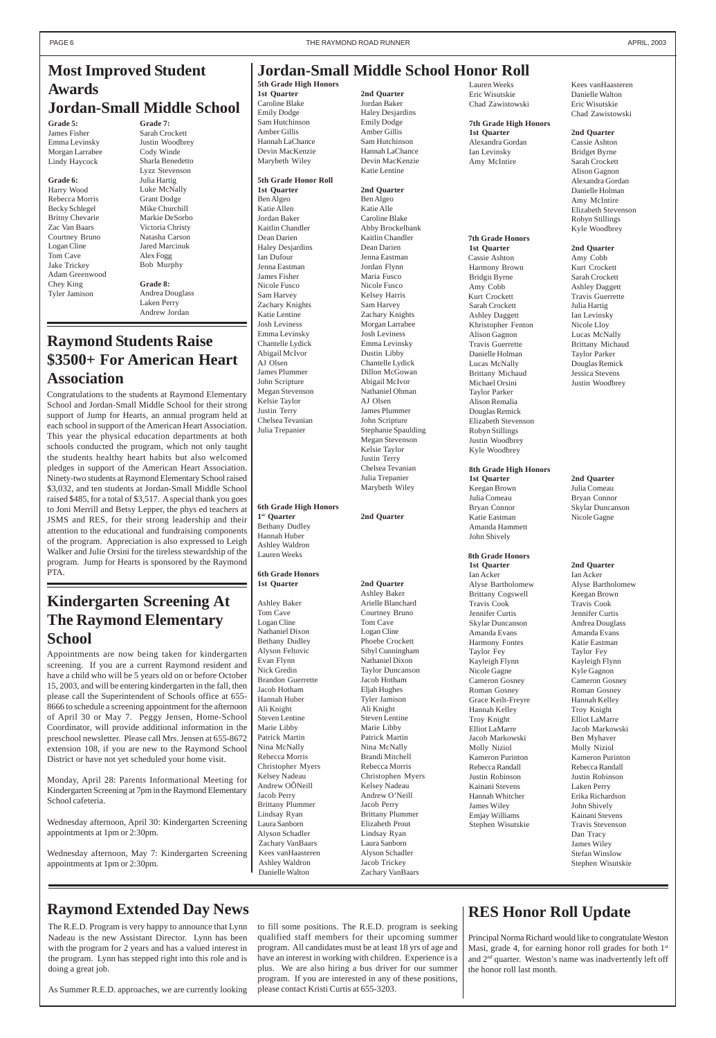# Most Improved Student Awards Jordan-Small Middle School

**Grade 5:**
James Fisher
Emma Levinsky
Morgan Larrabee
Lindy Haycock

**Grade 6:**
Harry Wood
Rebecca Morris
Becky Schlegel
Britny Chevarie
Zac Van Baars
Courtney Bruno
Logan Cline
Tom Cave
Jake Trickey
Adam Greenwood
Chey King
Tyler Jamison

**Grade 7:**
Sarah Crockett
Justin Woodbrey
Cody Winde
Sharla Benedetto
Lyzz Stevenson
Julia Hartig
Luke McNally
Grant Dodge
Mike Churchill
Markie DeSorbo
Victoria Christy
Natasha Carson
Jared Marcinuk
Alex Fogg
Bob Murphy

**Grade 8:**
Andrea Douglass
Laken Perry
Andrew Jordan

# Raymond Students Raise $3500+ For American Heart Association

Congratulations to the students at Raymond Elementary School and Jordan-Small Middle School for their strong support of Jump for Hearts, an annual program held at each school in support of the American Heart Association. This year the physical education departments at both schools conducted the program, which not only taught the students healthy heart habits but also welcomed pledges in support of the American Heart Association. Ninety-two students at Raymond Elementary School raised $3,032, and ten students at Jordan-Small Middle School raised $485, for a total of $3,517. A special thank you goes to Joni Merrill and Betsy Lepper, the phys ed teachers at JSMS and RES, for their strong leadership and their attention to the educational and fundraising components of the program. Appreciation is also expressed to Leigh Walker and Julie Orsini for the tireless stewardship of the program. Jump for Hearts is sponsored by the Raymond PTA.

# Kindergarten Screening At The Raymond Elementary School

Appointments are now being taken for kindergarten screening. If you are a current Raymond resident and have a child who will be 5 years old on or before October 15, 2003, and will be entering kindergarten in the fall, then please call the Superintendent of Schools office at 655-8666 to schedule a screening appointment for the afternoon of April 30 or May 7. Peggy Jensen, Home-School Coordinator, will provide additional information in the preschool newsletter. Please call Mrs. Jensen at 655-8672 extension 108, if you are new to the Raymond School District or have not yet scheduled your home visit.

Monday, April 28: Parents Informational Meeting for Kindergarten Screening at 7pm in the Raymond Elementary School cafeteria.

Wednesday afternoon, April 30: Kindergarten Screening appointments at 1pm or 2:30pm.

Wednesday afternoon, May 7: Kindergarten Screening appointments at 1pm or 2:30pm.

# Jordan-Small Middle School Honor Roll

### 5th Grade High Honors

**1st Quarter**
Caroline Blake
Emily Dodge
Sam Hutchinson
Amber Gillis
Hannah LaChance
Devin MacKenzie
Marybeth Wiley

**2nd Quarter**
Jordan Baker
Haley Desjardins
Emily Dodge
Amber Gillis
Sam Hutchinson
Hannah LaChance
Devin MacKenzie
Katie Lentine

### 5th Grade Honor Roll

**1st Quarter**
Ben Algeo
Katie Allen
Jordan Baker
Kaitlin Chandler
Dean Darien
Haley Desjardins
Ian Dufour
Jenna Eastman
James Fisher
Nicole Fusco
Sam Harvey
Zachary Knights
Katie Lentine
Josh Leviness
Emma Levinsky
Chantelle Lydick
Abigail McIvor
AJ Olsen
James Plummer
John Scripture
Megan Stevenson
Kelsie Taylor
Justin Terry
Chelsea Tevanian
Julia Trepanier

**2nd Quarter**
Ben Algeo
Katie Alle
Caroline Blake
Abby Brockelbank
Kaitlin Chandler
Dean Darien
Jenna Eastman
Jordan Flynn
Maria Fusco
Nicole Fusco
Kelsey Harris
Sam Harvey
Zachary Knights
Morgan Larrabee
Josh Leviness
Emma Levinsky
Dustin Libby
Chantelle Lydick
Dillon McGowan
Abigail McIvor
Nathaniel Ohman
AJ Olsen
James Plummer
John Scripture
Stephanie Spaulding
Megan Stevenson
Kelsie Taylor
Justin Terry
Chelsea Tevanian
Julia Trepanier
Marybeth Wiley

### 6th Grade High Honors

**1st Quarter**
Bethany Dudley
Hannah Huber
Ashley Waldron
Lauren Weeks
Kees vanHaasteren
Danielle Walton
Eric Wisutskie
Chad Zawistowski

**2nd Quarter**
Lauren Weeks
Eric Wisutskie
Chad Zawistowski

### 6th Grade Honors

**1st Quarter**
Ashley Baker
Tom Cave
Logan Cline
Nathaniel Dixon
Bethany Dudley
Alyson Feltovic
Evan Flynn
Nick Gredin
Brandon Guerrette
Jacob Hotham
Hannah Huber
Ali Knight
Steven Lentine
Marie Libby
Patrick Martin
Nina McNally
Rebecca Morris
Christopher Myers
Kelsey Nadeau
Andrew OÕNeill
Jacob Perry
Brittany Plummer
Lindsay Ryan
Laura Sanborn
Alyson Schadler
Zachary VanBaars
Kees vanHaasteren
Ashley Waldron
Danielle Walton

**2nd Quarter**
Ashley Baker
Arielle Blanchard
Courtney Bruno
Tom Cave
Logan Cline
Phoebe Crockett
Sibyl Cunningham
Nathaniel Dixon
Taylor Duncanson
Jacob Hotham
Eljah Hughes
Tyler Jamison
Ali Knight
Steven Lentine
Marie Libby
Patrick Martin
Nina McNally
Brandi Mitchell
Rebecca Morris
Christophen Myers
Kelsey Nadeau
Andrew O'Neill
Jacob Perry
Brittany Plummer
Elizabeth Prout
Lindsay Ryan
Alyson Schadler
Laura Sanborn
Jacob Trickey
Zachary VanBaars

### 7th Grade High Honors

**1st Quarter**
Alexandra Gordan
Ian Levinsky
Amy McIntire

**2nd Quarter**
Cassie Ashton
Bridget Byrne
Sarah Crockett
Alison Gagnon
Alexandra Gordan
Danielle Holman
Amy McIntire
Elizabeth Stevenson
Robyn Stillings
Kyle Woodbrey

### 7th Grade Honors

**1st Quarter**
Cassie Ashton
Harmony Brown
Bridgit Byrne
Amy Cobb
Kurt Crockett
Sarah Crockett
Ashley Daggett
Khristopher Fenton
Alison Gagnon
Travis Guerrette
Danielle Holman
Lucas McNally
Brittany Michaud
Michael Orsini
Taylor Parker
Alison Remalia
Douglas Remick
Elizabeth Stevenson
Robyn Stillings
Justin Woodbrey
Kyle Woodbrey

**2nd Quarter**
Amy Cobb
Kurt Crockett
Sarah Crockett
Ashley Daggett
Travis Guerrette
Julia Hartig
Ian Levinsky
Nicole Lloy
Lucas McNally
Brittany Michaud
Taylor Parker
Douglas Remick
Jessica Stevens
Justin Woodbrey

### 8th Grade High Honors

**1st Quarter**
Keegan Brown
Julia Comeau
Bryan Connor
Katie Eastman
Amanda Hammett
John Shively

**2nd Quarter**
Julia Comeau
Bryan Connor
Skylar Duncanson
Nicole Gagne

### 8th Grade Honors

**1st Quarter**
Ian Acker
Alyse Bartholomew
Brittany Cogswell
Travis Cook
Jennifer Curtis
Skylar Duncanson
Amanda Evans
Harmony Fontes
Taylor Fey
Kayleigh Flynn
Nicole Gagne
Cameron Gosney
Roman Gosney
Grace Keilt-Freyre
Hannah Kelley
Troy Knight
Elliot LaMarre
Jacob Markowski
Molly Niziol
Kameron Purinton
Rebecca Randall
Justin Robinson
Kainani Stevens
Hannah Whitcher
James Wiley
Emjay Williams
Stephen Wisutskie

**2nd Quarter**
Ian Acker
Alyse Bartholomew
Keegan Brown
Travis Cook
Jennifer Curtis
Andrea Douglass
Amanda Evans
Katie Eastman
Taylor Fey
Kayleigh Flynn
Kyle Gagnon
Cameron Gosney
Roman Gosney
Hannah Kelley
Troy Knight
Elliot LaMarre
Jacob Markowski
Ben Myhaver
Molly Niziol
Kameron Purinton
Rebecca Randall
Justin Robinson
Laken Perry
Erika Richardson
John Shively
Kainani Stevens
Travis Stevenson
Dan Tracy
James Wiley
Stefan Winslow
Stephen Wisutskie

# Raymond Extended Day News

The R.E.D. Program is very happy to announce that Lynn Nadeau is the new Assistant Director. Lynn has been with the program for 2 years and has a valued interest in the program. Lynn has stepped right into this role and is doing a great job.

As Summer R.E.D. approaches, we are currently looking to fill some positions. The R.E.D. program is seeking qualified staff members for their upcoming summer program. All candidates must be at least 18 yrs of age and have an interest in working with children. Experience is a plus. We are also hiring a bus driver for our summer program. If you are interested in any of these positions, please contact Kristi Curtis at 655-3203.

# RES Honor Roll Update

Principal Norma Richard would like to congratulate Weston Masi, grade 4, for earning honor roll grades for both 1st and 2nd quarter. Weston's name was inadvertently left off the honor roll last month.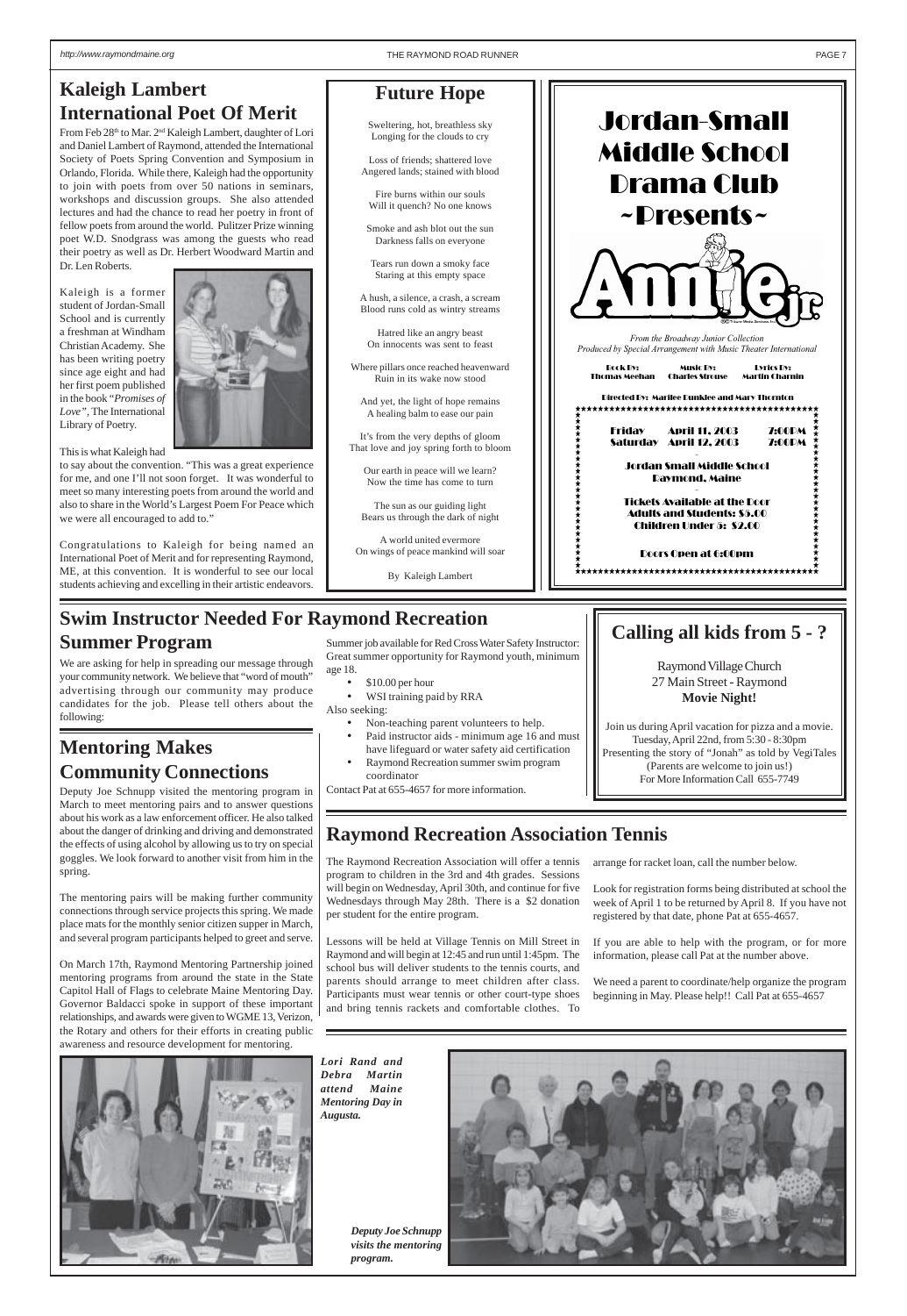## Kaleigh Lambert International Poet Of Merit

From Feb 28th to Mar. 2nd Kaleigh Lambert, daughter of Lori and Daniel Lambert of Raymond, attended the International Society of Poets Spring Convention and Symposium in Orlando, Florida. While there, Kaleigh had the opportunity to join with poets from over 50 nations in seminars, workshops and discussion groups. She also attended lectures and had the chance to read her poetry in front of fellow poets from around the world. Pulitzer Prize winning poet W.D. Snodgrass was among the guests who read their poetry as well as Dr. Herbert Woodward Martin and Dr. Len Roberts.

Kaleigh is a former student of Jordan-Small School and is currently a freshman at Windham Christian Academy. She has been writing poetry since age eight and had her first poem published in the book "*Promises of Love"*, The International Library of Poetry.

This is what Kaleigh had to say about the convention. "This was a great experience for me, and one I'll not soon forget. It was wonderful to meet so many interesting poets from around the world and also to share in the World's Largest Poem For Peace which we were all encouraged to add to."

Congratulations to Kaleigh for being named an International Poet of Merit and for representing Raymond, ME, at this convention. It is wonderful to see our local students achieving and excelling in their artistic endeavors.

## Future Hope

Sweltering, hot, breathless sky
Longing for the clouds to cry

Loss of friends; shattered love
Angered lands; stained with blood

Fire burns within our souls
Will it quench? No one knows

Smoke and ash blot out the sun
Darkness falls on everyone

Tears run down a smoky face
Staring at this empty space

A hush, a silence, a crash, a scream
Blood runs cold as wintry streams

Hatred like an angry beast
On innocents was sent to feast

Where pillars once reached heavenward
Ruin in its wake now stood

And yet, the light of hope remains
A healing balm to ease our pain

It's from the very depths of gloom
That love and joy spring forth to bloom

Our earth in peace will we learn?
Now the time has come to turn

The sun as our guiding light
Bears us through the dark of night

A world united evermore
On wings of peace mankind will soar

By Kaleigh Lambert

## Jordan-Small Middle School Drama Club ~Presents~

**Annie jr.**

*From the Broadway Junior Collection*
*Produced by Special Arrangement with Music Theater International*

Book By: Thomas Meehan — Music By: Charles Strouse — Lyrics By: Martin Charnin

Directed By: Marilee Dunklee and Mary Thornton

Friday April 11, 2003 7:00PM
Saturday April 12, 2003 7:00PM

Jordan Small Middle School
Raymond, Maine

Tickets Available at the Door
Adults and Students: $5.00
Children Under 5: $2.00

Doors Open at 6:00pm

## Swim Instructor Needed For Raymond Recreation Summer Program

We are asking for help in spreading our message through your community network. We believe that "word of mouth" advertising through our community may produce candidates for the job. Please tell others about the following:

Summer job available for Red Cross Water Safety Instructor: Great summer opportunity for Raymond youth, minimum age 18.

- $10.00 per hour
- WSI training paid by RRA

Also seeking:

- Non-teaching parent volunteers to help.
- Paid instructor aids - minimum age 16 and must have lifeguard or water safety aid certification
- Raymond Recreation summer swim program coordinator

Contact Pat at 655-4657 for more information.

## Calling all kids from 5 - ?

Raymond Village Church
27 Main Street - Raymond
**Movie Night!**

Join us during April vacation for pizza and a movie.
Tuesday, April 22nd, from 5:30 - 8:30pm
Presenting the story of "Jonah" as told by VegiTales
(Parents are welcome to join us!)
For More Information Call 655-7749

## Mentoring Makes Community Connections

Deputy Joe Schnupp visited the mentoring program in March to meet mentoring pairs and to answer questions about his work as a law enforcement officer. He also talked about the danger of drinking and driving and demonstrated the effects of using alcohol by allowing us to try on special goggles. We look forward to another visit from him in the spring.

The mentoring pairs will be making further community connections through service projects this spring. We made place mats for the monthly senior citizen supper in March, and several program participants helped to greet and serve.

On March 17th, Raymond Mentoring Partnership joined mentoring programs from around the state in the State Capitol Hall of Flags to celebrate Maine Mentoring Day. Governor Baldacci spoke in support of these important relationships, and awards were given to WGME 13, Verizon, the Rotary and others for their efforts in creating public awareness and resource development for mentoring.

*Lori Rand and Debra Martin attend Maine Mentoring Day in Augusta.*

*Deputy Joe Schnupp visits the mentoring program.*

## Raymond Recreation Association Tennis

The Raymond Recreation Association will offer a tennis program to children in the 3rd and 4th grades. Sessions will begin on Wednesday, April 30th, and continue for five Wednesdays through May 28th. There is a $2 donation per student for the entire program.

Lessons will be held at Village Tennis on Mill Street in Raymond and will begin at 12:45 and run until 1:45pm. The school bus will deliver students to the tennis courts, and parents should arrange to meet children after class. Participants must wear tennis or other court-type shoes and bring tennis rackets and comfortable clothes. To arrange for racket loan, call the number below.

Look for registration forms being distributed at school the week of April 1 to be returned by April 8. If you have not registered by that date, phone Pat at 655-4657.

If you are able to help with the program, or for more information, please call Pat at the number above.

We need a parent to coordinate/help organize the program beginning in May. Please help!! Call Pat at 655-4657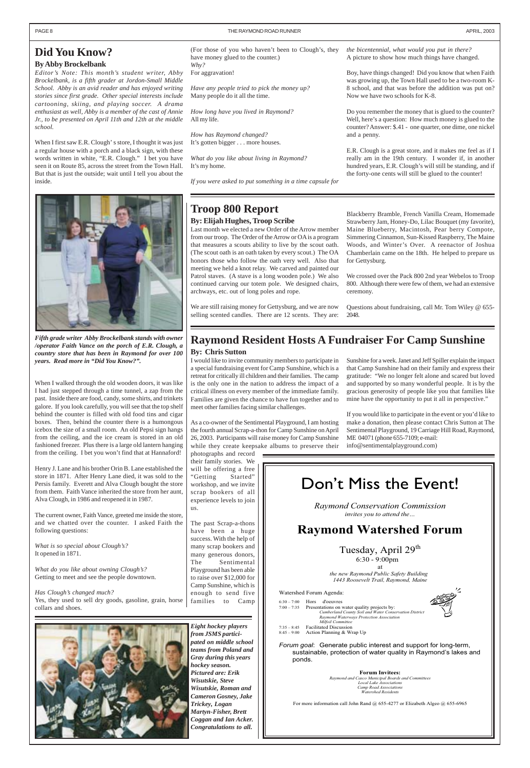# Did You Know?

### By Abby Brockelbank

*Editor's Note: This month's student writer, Abby Brockelbank, is a fifth grader at Jordon-Small Middle School. Abby is an avid reader and has enjoyed writing stories since first grade. Other special interests include cartooning, skiing, and playing soccer. A drama enthusiast as well, Abby is a member of the cast of Annie Jr., to be presented on April 11th and 12th at the middle school.*

When I first saw E.R. Clough's store, I thought it was just a regular house with a porch and a black sign, with these words written in white, "E.R. Clough." I bet you have seen it on Route 85, across the street from the Town Hall. But that is just the outside; wait until I tell you about the inside.

***Fifth grade writer Abby Brockelbank stands with owner /operator Faith Vance on the porch of E.R. Clough, a country store that has been in Raymond for over 100 years. Read more in "Did You Know?".***

When I walked through the old wooden doors, it was like I had just stepped through a time tunnel, a zap from the past. Inside there are food, candy, some shirts, and trinkets galore. If you look carefully, you will see that the top shelf behind the counter is filled with old food tins and cigar boxes. Then, behind the counter there is a humongous icebox the size of a small room. An old Pepsi sign hangs from the ceiling, and the ice cream is stored in an old fashioned freezer. Plus there is a large old lantern hanging from the ceiling. I bet you won't find that at Hannaford!

Henry J. Lane and his brother Orin B. Lane established the store in 1871. After Henry Lane died, it was sold to the Persis family. Everett and Alva Clough bought the store from them. Faith Vance inherited the store from her aunt, Alva Clough, in 1986 and reopened it in 1987.

The current owner, Faith Vance, greeted me inside the store, and we chatted over the counter. I asked Faith the following questions:

*What is so special about Clough's?*
It opened in 1871.

*What do you like about owning Clough's?*
Getting to meet and see the people downtown.

*Has Clough's changed much?*
Yes, they used to sell dry goods, gasoline, grain, horse collars and shoes.

(For those of you who haven't been to Clough's, they have money glued to the counter.)
*Why?*
For aggravation!

*Have any people tried to pick the money up?*
Many people do it all the time.

*How long have you lived in Raymond?*
All my life.

*How has Raymond changed?*
It's gotten bigger . . . more houses.

*What do you like about living in Raymond?*
It's my home.

*If you were asked to put something in a time capsule for the bicentennial, what would you put in there?*
A picture to show how much things have changed.

Boy, have things changed! Did you know that when Faith was growing up, the Town Hall used to be a two-room K-8 school, and that was before the addition was put on? Now we have two schools for K-8.

Do you remember the money that is glued to the counter? Well, here's a question: How much money is glued to the counter? Answer: $.41 - one quarter, one dime, one nickel and a penny.

E.R. Clough is a great store, and it makes me feel as if I really am in the 19th century. I wonder if, in another hundred years, E.R. Clough's will still be standing, and if the forty-one cents will still be glued to the counter!

***Eight hockey players from JSMS participated on middle school teams from Poland and Gray during this years hockey season. Pictured are: Erik Wisutskie, Steve Wisutskie, Roman and Cameron Gosney, Jake Trickey, Logan Martyn-Fisher, Brett Coggan and Ian Acker. Congratulations to all.***

# Troop 800 Report

### By: Elijah Hughes, Troop Scribe

Last month we elected a new Order of the Arrow member from our troop. The Order of the Arrow or OA is a program that measures a scouts ability to live by the scout oath. (The scout oath is an oath taken by every scout.) The OA honors those who follow the oath very well. Also that meeting we held a knot relay. We carved and painted our Patrol staves. (A stave is a long wooden pole.) We also continued carving our totem pole. We designed chairs, archways, etc. out of long poles and rope.

We are still raising money for Gettysburg, and we are now selling scented candles. There are 12 scents. They are: Blackberry Bramble, French Vanilla Cream, Homemade Strawberry Jam, Honey-Do, Lilac Bouquet (my favorite), Maine Blueberry, Macintosh, Pear berry Compote, Simmering Cinnamon, Sun-Kissed Raspberry, The Maine Woods, and Winter's Over. A reenactor of Joshua Chamberlain came on the 18th. He helped to prepare us for Gettysburg.

We crossed over the Pack 800 2nd year Webelos to Troop 800. Although there were few of them, we had an extensive ceremony.

Questions about fundraising, call Mr. Tom Wiley @ 655-2048.

# Raymond Resident Hosts A Fundraiser For Camp Sunshine

### By: Chris Sutton

I would like to invite community members to participate in a special fundraising event for Camp Sunshine, which is a retreat for critically ill children and their families. The camp is the only one in the nation to address the impact of a critical illness on every member of the immediate family. Families are given the chance to have fun together and to meet other families facing similar challenges.

As a co-owner of the Sentimental Playground, I am hosting the fourth annual Scrap-a-thon for Camp Sunshine on April 26, 2003. Participants will raise money for Camp Sunshine while they create keepsake albums to preserve their photographs and record their family stories. We will be offering a free "Getting Started" workshop, and we invite scrap bookers of all experience levels to join us.

The past Scrap-a-thons have been a huge success. With the help of many scrap bookers and many generous donors, The Sentimental Playground has been able to raise over $12,000 for Camp Sunshine, which is enough to send five families to Camp Sunshine for a week. Janet and Jeff Spiller explain the impact that Camp Sunshine had on their family and express their gratitude: "We no longer felt alone and scared but loved and supported by so many wonderful people. It is by the gracious generosity of people like you that families like mine have the opportunity to put it all in perspective."

If you would like to participate in the event or you'd like to make a donation, then please contact Chris Sutton at The Sentimental Playground, 19 Carriage Hill Road, Raymond, ME 04071 (phone 655-7109; e-mail: info@sentimentalplayground.com)

# Don't Miss the Event!

*Raymond Conservation Commission*
*invites you to attend the…*

## Raymond Watershed Forum

Tuesday, April 29th
6:30 - 9:00pm
at
*the new Raymond Public Safety Building*
*1443 Roosevelt Trail, Raymond, Maine*

Watershed Forum Agenda:

6:30 – 7:00 Hors d'oeuvres
7:00 – 7:35 Presentations on water quality projects by:
*Cumberland County Soil and Water Conservation District*
*Raymond Waterways Protection Association*
*Milfoil Committee*
7:35 – 8:45 Facilitated Discussion
8:45 – 9:00 Action Planning & Wrap Up

*Forum goal*: Generate public interest and support for long-term, sustainable, protection of water quality in Raymond's lakes and ponds.

**Forum Invitees:**
*Raymond and Casco Municipal Boards and Committees*
*Local Lake Associations*
*Camp Road Associations*
*Watershed Residents*

For more information call John Rand @ 655-4277 or Elizabeth Algeo @ 655-6965